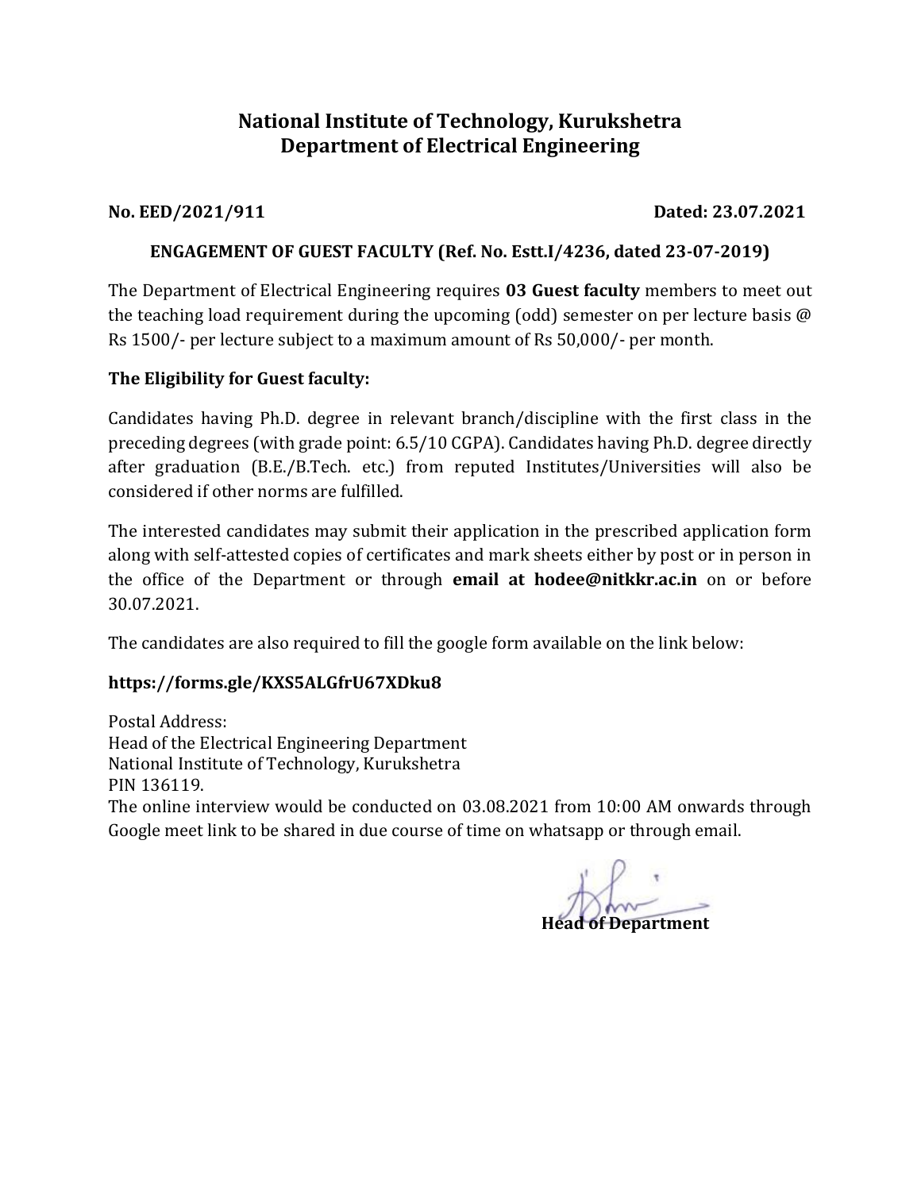# National Institute of Technology, Kurukshetra
## Department of Electrical Engineering

**No. EED/2021/911** **Dated: 23.07.2021**

**ENGAGEMENT OF GUEST FACULTY (Ref. No. Estt.I/4236, dated 23-07-2019)**

The Department of Electrical Engineering requires **03 Guest faculty** members to meet out the teaching load requirement during the upcoming (odd) semester on per lecture basis @ Rs 1500/- per lecture subject to a maximum amount of Rs 50,000/- per month.

**The Eligibility for Guest faculty:**

Candidates having Ph.D. degree in relevant branch/discipline with the first class in the preceding degrees (with grade point: 6.5/10 CGPA). Candidates having Ph.D. degree directly after graduation (B.E./B.Tech. etc.) from reputed Institutes/Universities will also be considered if other norms are fulfilled.

The interested candidates may submit their application in the prescribed application form along with self-attested copies of certificates and mark sheets either by post or in person in the office of the Department or through **email at hodee@nitkkr.ac.in** on or before 30.07.2021.

The candidates are also required to fill the google form available on the link below:

**https://forms.gle/KXS5ALGfrU67XDku8**

Postal Address:
Head of the Electrical Engineering Department
National Institute of Technology, Kurukshetra
PIN 136119.
The online interview would be conducted on 03.08.2021 from 10:00 AM onwards through Google meet link to be shared in due course of time on whatsapp or through email.

**Head of Department**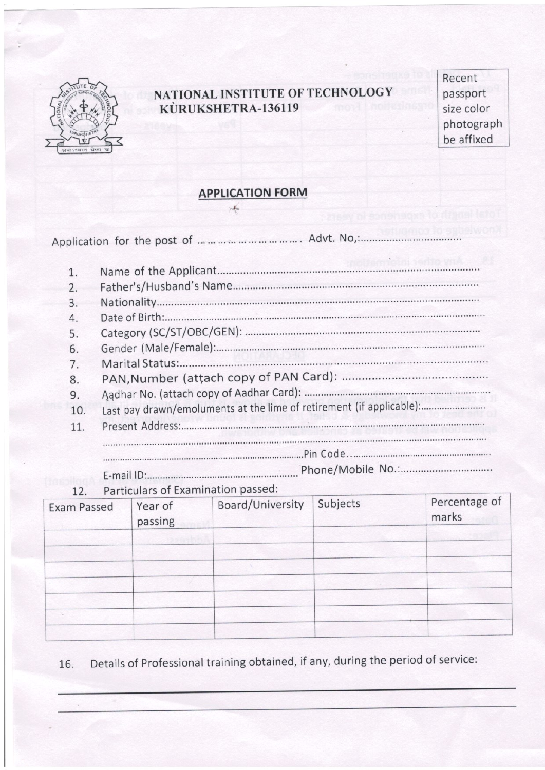# NATIONAL INSTITUTE OF TECHNOLOGY
## KURUKSHETRA-136119

Recent passport size color photograph be affixed

## APPLICATION FORM

Application for the post of .............................. Advt. No,:..................................

1. Name of the Applicant.......................................................................................
2. Father's/Husband's Name..................................................................................
3. Nationality........................................................................................................
4. Date of Birth:....................................................................................................
5. Category (SC/ST/OBC/GEN): ..........................................................................
6. Gender (Male/Female):......................................................................................
7. Marital Status:..................................................................................................
8. PAN,Number (attach copy of PAN Card): ..........................................................
9. Aadhar No. (attach copy of Aadhar Card):........................................................
10. Last pay drawn/emoluments at the lime of retirement (if applicable):...................
11. Present Address:...............................................................................................
    .........................................................................................................................
    ................................................................................Pin Code...................................
    E-mail ID:............................................................... Phone/Mobile No.:..............................
12. Particulars of Examination passed:

| Exam Passed | Year of passing | Board/University | Subjects | Percentage of marks |
|---|---|---|---|---|
| | | | | |
| | | | | |
| | | | | |
| | | | | |
| | | | | |
| | | | | |

16. Details of Professional training obtained, if any, during the period of service:

______________________________________________________________________________

______________________________________________________________________________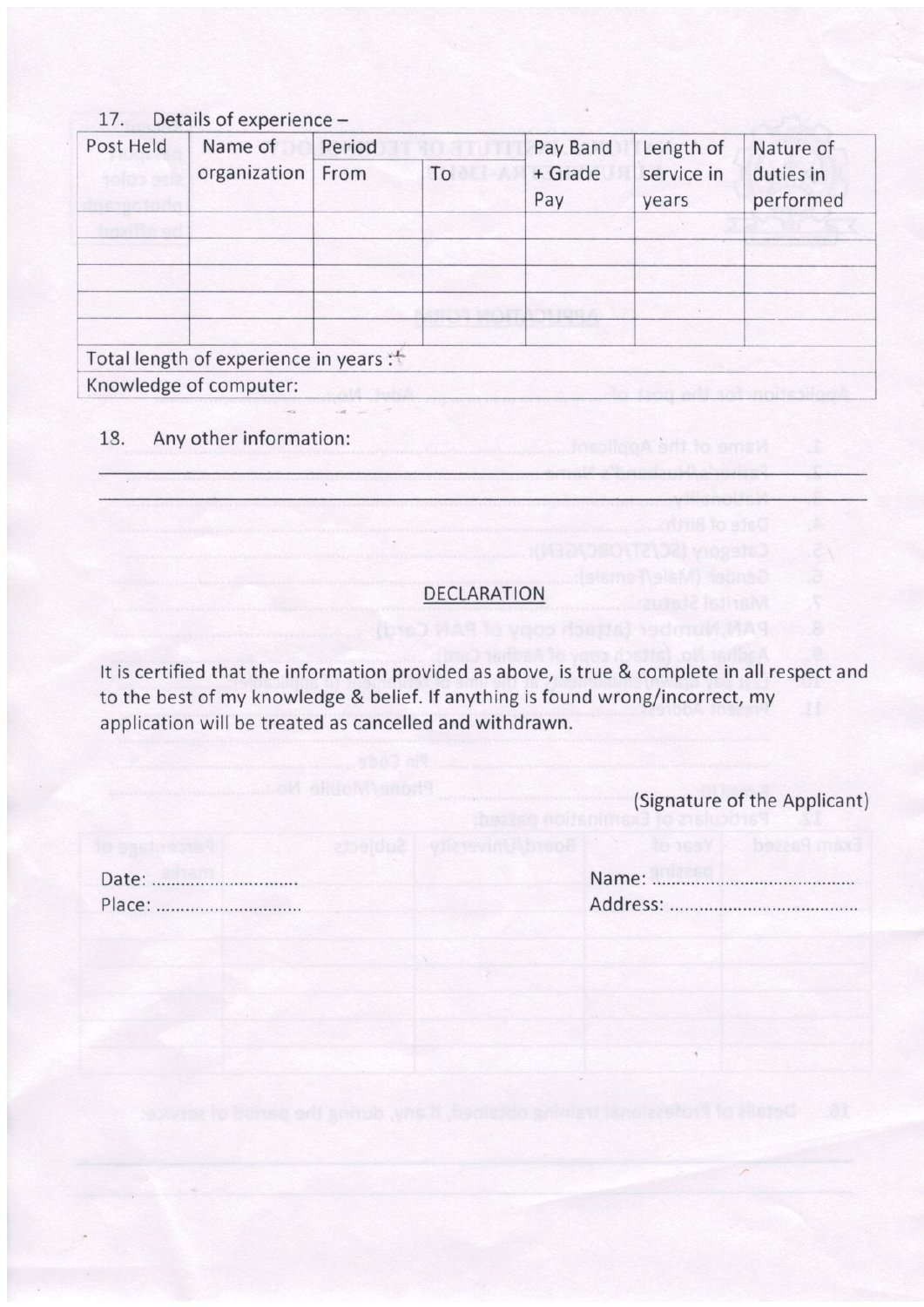17. Details of experience –

| Post Held | Name of organization | Period | | Pay Band + Grade Pay | Length of service in years | Nature of duties in performed |
|---|---|---|---|---|---|---|
| | | From | To | | | |
| | | | | | | |
| | | | | | | |
| | | | | | | |
| | | | | | | |
| Total length of experience in years : | | | | | | |
| Knowledge of computer: | | | | | | |

18. Any other information:

______________________________________________________________________________

______________________________________________________________________________

## DECLARATION

It is certified that the information provided as above, is true & complete in all respect and to the best of my knowledge & belief. If anything is found wrong/incorrect, my application will be treated as cancelled and withdrawn.

(Signature of the Applicant)

Date: ............................ Name: ........................................

Place: ............................ Address: ....................................